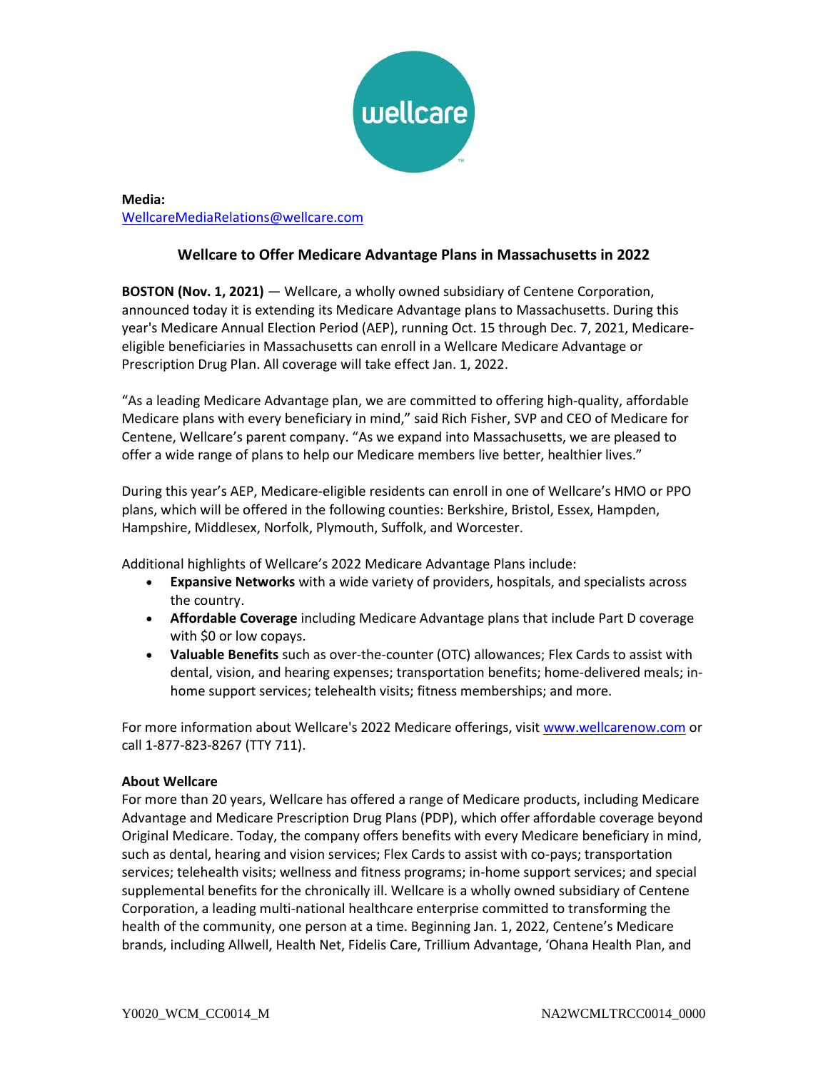**Media:**
WellcareMediaRelations@wellcare.com

## Wellcare to Offer Medicare Advantage Plans in Massachusetts in 2022

**BOSTON (Nov. 1, 2021)** — Wellcare, a wholly owned subsidiary of Centene Corporation, announced today it is extending its Medicare Advantage plans to Massachusetts. During this year's Medicare Annual Election Period (AEP), running Oct. 15 through Dec. 7, 2021, Medicare-eligible beneficiaries in Massachusetts can enroll in a Wellcare Medicare Advantage or Prescription Drug Plan. All coverage will take effect Jan. 1, 2022.

"As a leading Medicare Advantage plan, we are committed to offering high-quality, affordable Medicare plans with every beneficiary in mind," said Rich Fisher, SVP and CEO of Medicare for Centene, Wellcare's parent company. "As we expand into Massachusetts, we are pleased to offer a wide range of plans to help our Medicare members live better, healthier lives."

During this year's AEP, Medicare-eligible residents can enroll in one of Wellcare's HMO or PPO plans, which will be offered in the following counties: Berkshire, Bristol, Essex, Hampden, Hampshire, Middlesex, Norfolk, Plymouth, Suffolk, and Worcester.

Additional highlights of Wellcare's 2022 Medicare Advantage Plans include:

- **Expansive Networks** with a wide variety of providers, hospitals, and specialists across the country.
- **Affordable Coverage** including Medicare Advantage plans that include Part D coverage with $0 or low copays.
- **Valuable Benefits** such as over-the-counter (OTC) allowances; Flex Cards to assist with dental, vision, and hearing expenses; transportation benefits; home-delivered meals; in-home support services; telehealth visits; fitness memberships; and more.

For more information about Wellcare's 2022 Medicare offerings, visit www.wellcarenow.com or call 1-877-823-8267 (TTY 711).

**About Wellcare**

For more than 20 years, Wellcare has offered a range of Medicare products, including Medicare Advantage and Medicare Prescription Drug Plans (PDP), which offer affordable coverage beyond Original Medicare. Today, the company offers benefits with every Medicare beneficiary in mind, such as dental, hearing and vision services; Flex Cards to assist with co-pays; transportation services; telehealth visits; wellness and fitness programs; in-home support services; and special supplemental benefits for the chronically ill. Wellcare is a wholly owned subsidiary of Centene Corporation, a leading multi-national healthcare enterprise committed to transforming the health of the community, one person at a time. Beginning Jan. 1, 2022, Centene's Medicare brands, including Allwell, Health Net, Fidelis Care, Trillium Advantage, 'Ohana Health Plan, and

Y0020_WCM_CC0014_M NA2WCMLTRCC0014_0000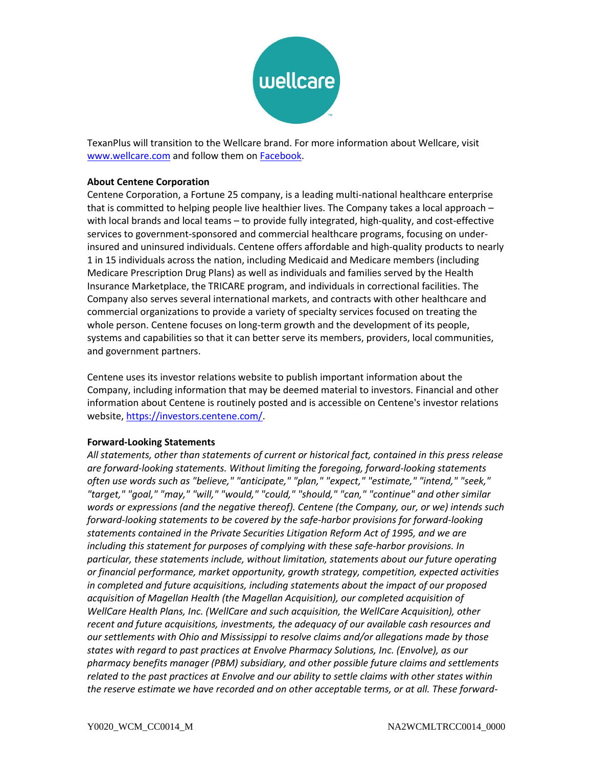TexanPlus will transition to the Wellcare brand. For more information about Wellcare, visit [www.wellcare.com](www.wellcare.com) and follow them on [Facebook](Facebook).

**About Centene Corporation**

Centene Corporation, a Fortune 25 company, is a leading multi-national healthcare enterprise that is committed to helping people live healthier lives. The Company takes a local approach – with local brands and local teams – to provide fully integrated, high-quality, and cost-effective services to government-sponsored and commercial healthcare programs, focusing on under-insured and uninsured individuals. Centene offers affordable and high-quality products to nearly 1 in 15 individuals across the nation, including Medicaid and Medicare members (including Medicare Prescription Drug Plans) as well as individuals and families served by the Health Insurance Marketplace, the TRICARE program, and individuals in correctional facilities. The Company also serves several international markets, and contracts with other healthcare and commercial organizations to provide a variety of specialty services focused on treating the whole person. Centene focuses on long-term growth and the development of its people, systems and capabilities so that it can better serve its members, providers, local communities, and government partners.

Centene uses its investor relations website to publish important information about the Company, including information that may be deemed material to investors. Financial and other information about Centene is routinely posted and is accessible on Centene's investor relations website, [https://investors.centene.com/](https://investors.centene.com/).

**Forward-Looking Statements**

*All statements, other than statements of current or historical fact, contained in this press release are forward-looking statements. Without limiting the foregoing, forward-looking statements often use words such as "believe," "anticipate," "plan," "expect," "estimate," "intend," "seek," "target," "goal," "may," "will," "would," "could," "should," "can," "continue" and other similar words or expressions (and the negative thereof). Centene (the Company, our, or we) intends such forward-looking statements to be covered by the safe-harbor provisions for forward-looking statements contained in the Private Securities Litigation Reform Act of 1995, and we are including this statement for purposes of complying with these safe-harbor provisions. In particular, these statements include, without limitation, statements about our future operating or financial performance, market opportunity, growth strategy, competition, expected activities in completed and future acquisitions, including statements about the impact of our proposed acquisition of Magellan Health (the Magellan Acquisition), our completed acquisition of WellCare Health Plans, Inc. (WellCare and such acquisition, the WellCare Acquisition), other recent and future acquisitions, investments, the adequacy of our available cash resources and our settlements with Ohio and Mississippi to resolve claims and/or allegations made by those states with regard to past practices at Envolve Pharmacy Solutions, Inc. (Envolve), as our pharmacy benefits manager (PBM) subsidiary, and other possible future claims and settlements related to the past practices at Envolve and our ability to settle claims with other states within the reserve estimate we have recorded and on other acceptable terms, or at all. These forward-*

Y0020_WCM_CC0014_M NA2WCMLTRCC0014_0000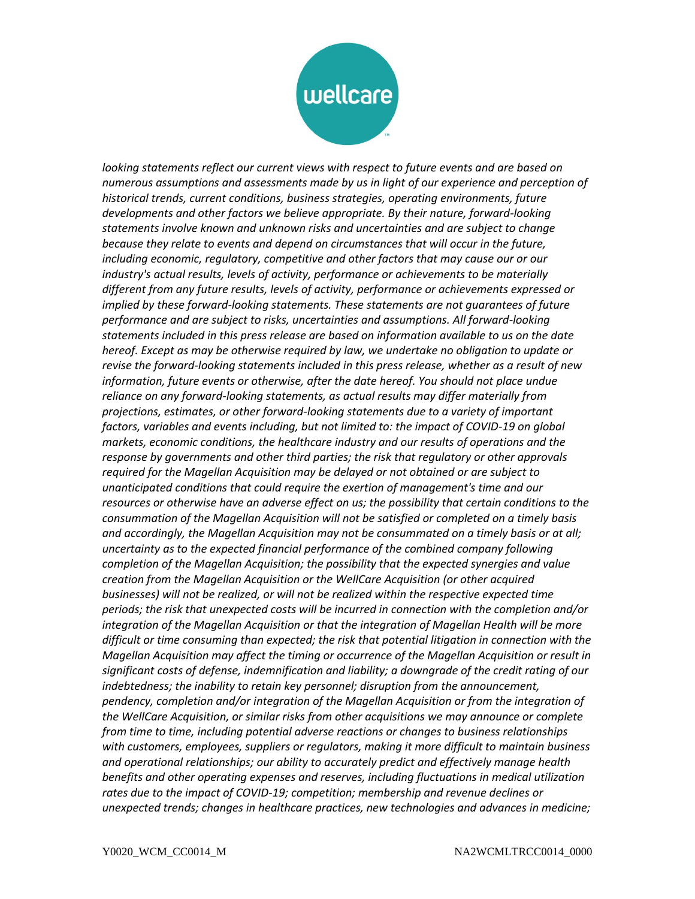*looking statements reflect our current views with respect to future events and are based on numerous assumptions and assessments made by us in light of our experience and perception of historical trends, current conditions, business strategies, operating environments, future developments and other factors we believe appropriate. By their nature, forward-looking statements involve known and unknown risks and uncertainties and are subject to change because they relate to events and depend on circumstances that will occur in the future, including economic, regulatory, competitive and other factors that may cause our or our industry's actual results, levels of activity, performance or achievements to be materially different from any future results, levels of activity, performance or achievements expressed or implied by these forward-looking statements. These statements are not guarantees of future performance and are subject to risks, uncertainties and assumptions. All forward-looking statements included in this press release are based on information available to us on the date hereof. Except as may be otherwise required by law, we undertake no obligation to update or revise the forward-looking statements included in this press release, whether as a result of new information, future events or otherwise, after the date hereof. You should not place undue reliance on any forward-looking statements, as actual results may differ materially from projections, estimates, or other forward-looking statements due to a variety of important factors, variables and events including, but not limited to: the impact of COVID-19 on global markets, economic conditions, the healthcare industry and our results of operations and the response by governments and other third parties; the risk that regulatory or other approvals required for the Magellan Acquisition may be delayed or not obtained or are subject to unanticipated conditions that could require the exertion of management's time and our resources or otherwise have an adverse effect on us; the possibility that certain conditions to the consummation of the Magellan Acquisition will not be satisfied or completed on a timely basis and accordingly, the Magellan Acquisition may not be consummated on a timely basis or at all; uncertainty as to the expected financial performance of the combined company following completion of the Magellan Acquisition; the possibility that the expected synergies and value creation from the Magellan Acquisition or the WellCare Acquisition (or other acquired businesses) will not be realized, or will not be realized within the respective expected time periods; the risk that unexpected costs will be incurred in connection with the completion and/or integration of the Magellan Acquisition or that the integration of Magellan Health will be more difficult or time consuming than expected; the risk that potential litigation in connection with the Magellan Acquisition may affect the timing or occurrence of the Magellan Acquisition or result in significant costs of defense, indemnification and liability; a downgrade of the credit rating of our indebtedness; the inability to retain key personnel; disruption from the announcement, pendency, completion and/or integration of the Magellan Acquisition or from the integration of the WellCare Acquisition, or similar risks from other acquisitions we may announce or complete from time to time, including potential adverse reactions or changes to business relationships with customers, employees, suppliers or regulators, making it more difficult to maintain business and operational relationships; our ability to accurately predict and effectively manage health benefits and other operating expenses and reserves, including fluctuations in medical utilization rates due to the impact of COVID-19; competition; membership and revenue declines or unexpected trends; changes in healthcare practices, new technologies and advances in medicine;*

Y0020_WCM_CC0014_M NA2WCMLTRCC0014_0000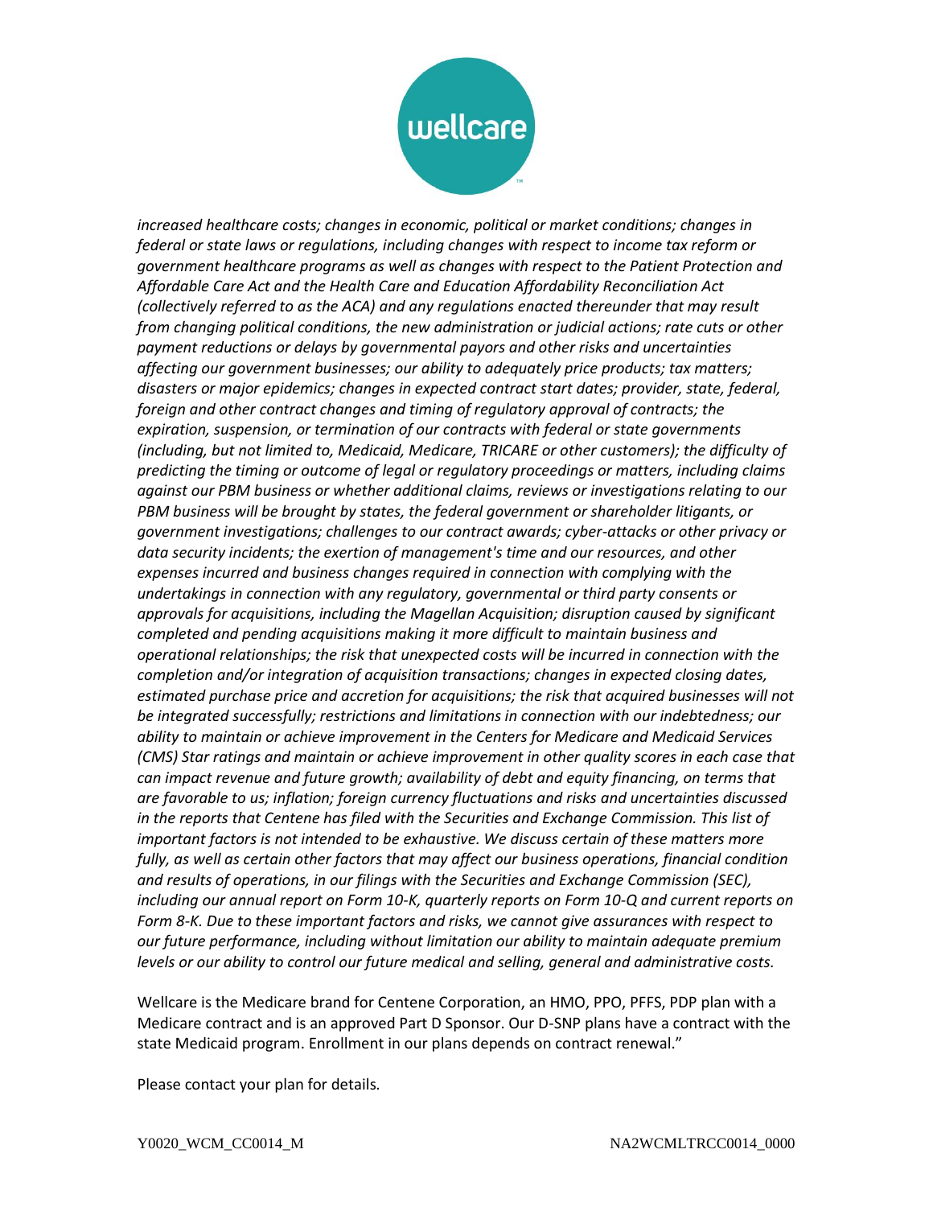*increased healthcare costs; changes in economic, political or market conditions; changes in federal or state laws or regulations, including changes with respect to income tax reform or government healthcare programs as well as changes with respect to the Patient Protection and Affordable Care Act and the Health Care and Education Affordability Reconciliation Act (collectively referred to as the ACA) and any regulations enacted thereunder that may result from changing political conditions, the new administration or judicial actions; rate cuts or other payment reductions or delays by governmental payors and other risks and uncertainties affecting our government businesses; our ability to adequately price products; tax matters; disasters or major epidemics; changes in expected contract start dates; provider, state, federal, foreign and other contract changes and timing of regulatory approval of contracts; the expiration, suspension, or termination of our contracts with federal or state governments (including, but not limited to, Medicaid, Medicare, TRICARE or other customers); the difficulty of predicting the timing or outcome of legal or regulatory proceedings or matters, including claims against our PBM business or whether additional claims, reviews or investigations relating to our PBM business will be brought by states, the federal government or shareholder litigants, or government investigations; challenges to our contract awards; cyber-attacks or other privacy or data security incidents; the exertion of management's time and our resources, and other expenses incurred and business changes required in connection with complying with the undertakings in connection with any regulatory, governmental or third party consents or approvals for acquisitions, including the Magellan Acquisition; disruption caused by significant completed and pending acquisitions making it more difficult to maintain business and operational relationships; the risk that unexpected costs will be incurred in connection with the completion and/or integration of acquisition transactions; changes in expected closing dates, estimated purchase price and accretion for acquisitions; the risk that acquired businesses will not be integrated successfully; restrictions and limitations in connection with our indebtedness; our ability to maintain or achieve improvement in the Centers for Medicare and Medicaid Services (CMS) Star ratings and maintain or achieve improvement in other quality scores in each case that can impact revenue and future growth; availability of debt and equity financing, on terms that are favorable to us; inflation; foreign currency fluctuations and risks and uncertainties discussed in the reports that Centene has filed with the Securities and Exchange Commission. This list of important factors is not intended to be exhaustive. We discuss certain of these matters more fully, as well as certain other factors that may affect our business operations, financial condition and results of operations, in our filings with the Securities and Exchange Commission (SEC), including our annual report on Form 10-K, quarterly reports on Form 10-Q and current reports on Form 8-K. Due to these important factors and risks, we cannot give assurances with respect to our future performance, including without limitation our ability to maintain adequate premium levels or our ability to control our future medical and selling, general and administrative costs.*

Wellcare is the Medicare brand for Centene Corporation, an HMO, PPO, PFFS, PDP plan with a Medicare contract and is an approved Part D Sponsor. Our D-SNP plans have a contract with the state Medicaid program. Enrollment in our plans depends on contract renewal."

Please contact your plan for details.

Y0020_WCM_CC0014_M NA2WCMLTRCC0014_0000